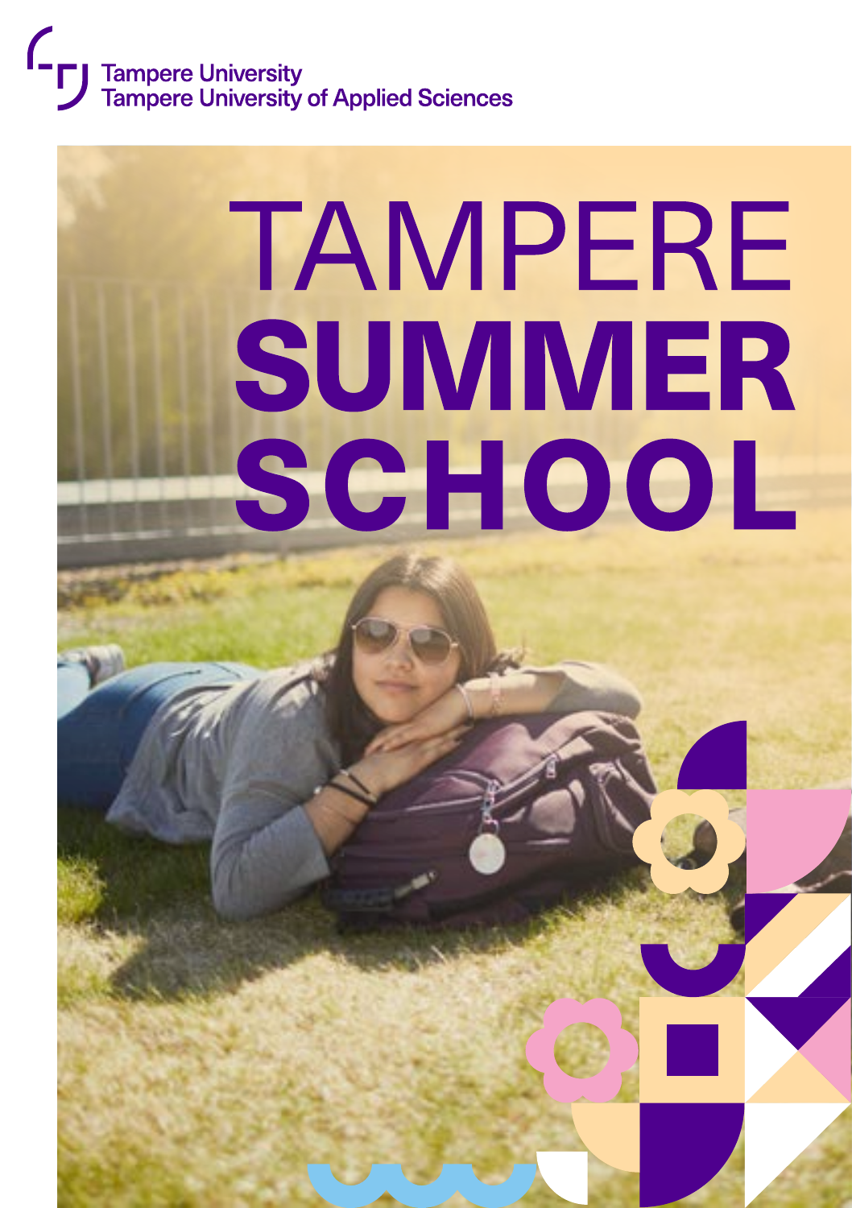Tampere University
Tampere University of Applied Sciences

# TAMPERE **SUMMER SCHOOL**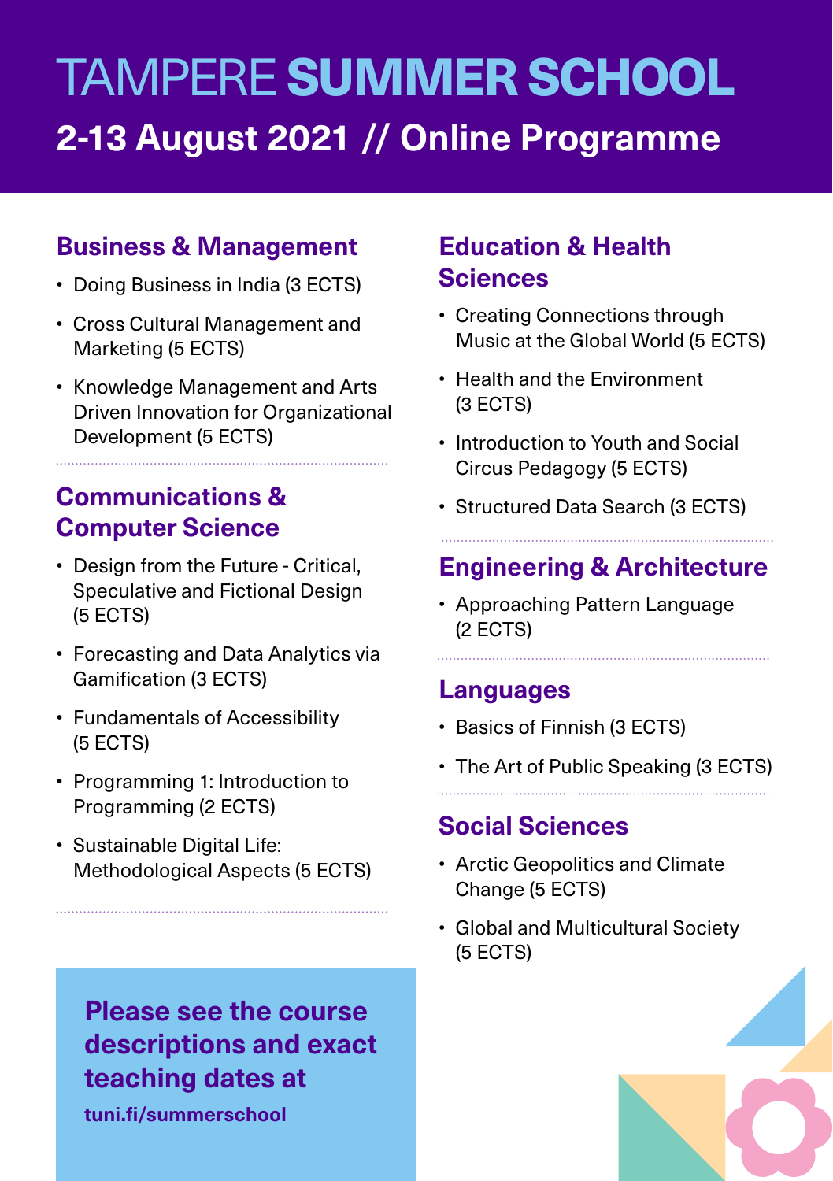# TAMPERE SUMMER SCHOOL

## 2-13 August 2021 // Online Programme

### Business & Management

- Doing Business in India (3 ECTS)
- Cross Cultural Management and Marketing (5 ECTS)
- Knowledge Management and Arts Driven Innovation for Organizational Development (5 ECTS)

### Communications & Computer Science

- Design from the Future - Critical, Speculative and Fictional Design (5 ECTS)
- Forecasting and Data Analytics via Gamification (3 ECTS)
- Fundamentals of Accessibility (5 ECTS)
- Programming 1: Introduction to Programming (2 ECTS)
- Sustainable Digital Life: Methodological Aspects (5 ECTS)

**Please see the course descriptions and exact teaching dates at**

**tuni.fi/summerschool**

### Education & Health Sciences

- Creating Connections through Music at the Global World (5 ECTS)
- Health and the Environment (3 ECTS)
- Introduction to Youth and Social Circus Pedagogy (5 ECTS)
- Structured Data Search (3 ECTS)

### Engineering & Architecture

- Approaching Pattern Language (2 ECTS)

### Languages

- Basics of Finnish (3 ECTS)
- The Art of Public Speaking (3 ECTS)

### Social Sciences

- Arctic Geopolitics and Climate Change (5 ECTS)
- Global and Multicultural Society (5 ECTS)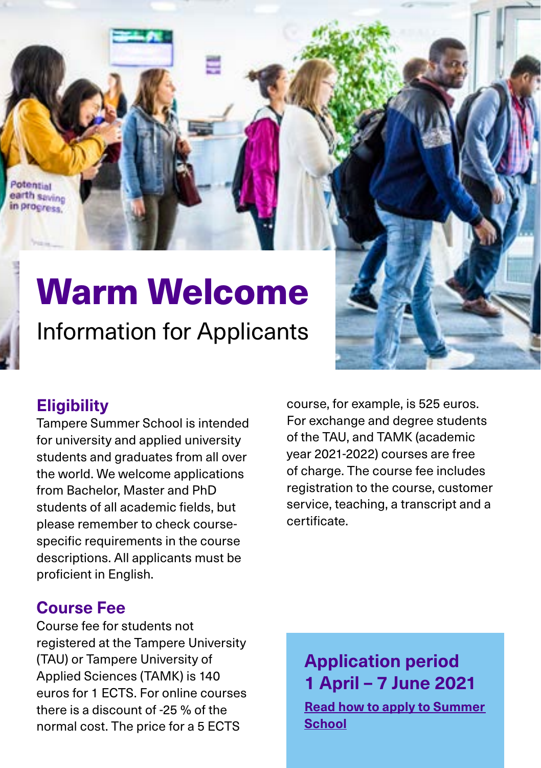# Warm Welcome

Information for Applicants

## Eligibility

Tampere Summer School is intended for university and applied university students and graduates from all over the world. We welcome applications from Bachelor, Master and PhD students of all academic fields, but please remember to check course-specific requirements in the course descriptions. All applicants must be proficient in English.

## Course Fee

Course fee for students not registered at the Tampere University (TAU) or Tampere University of Applied Sciences (TAMK) is 140 euros for 1 ECTS. For online courses there is a discount of -25 % of the normal cost. The price for a 5 ECTS course, for example, is 525 euros. For exchange and degree students of the TAU, and TAMK (academic year 2021-2022) courses are free of charge. The course fee includes registration to the course, customer service, teaching, a transcript and a certificate.

## Application period 1 April – 7 June 2021

**Read how to apply to Summer School**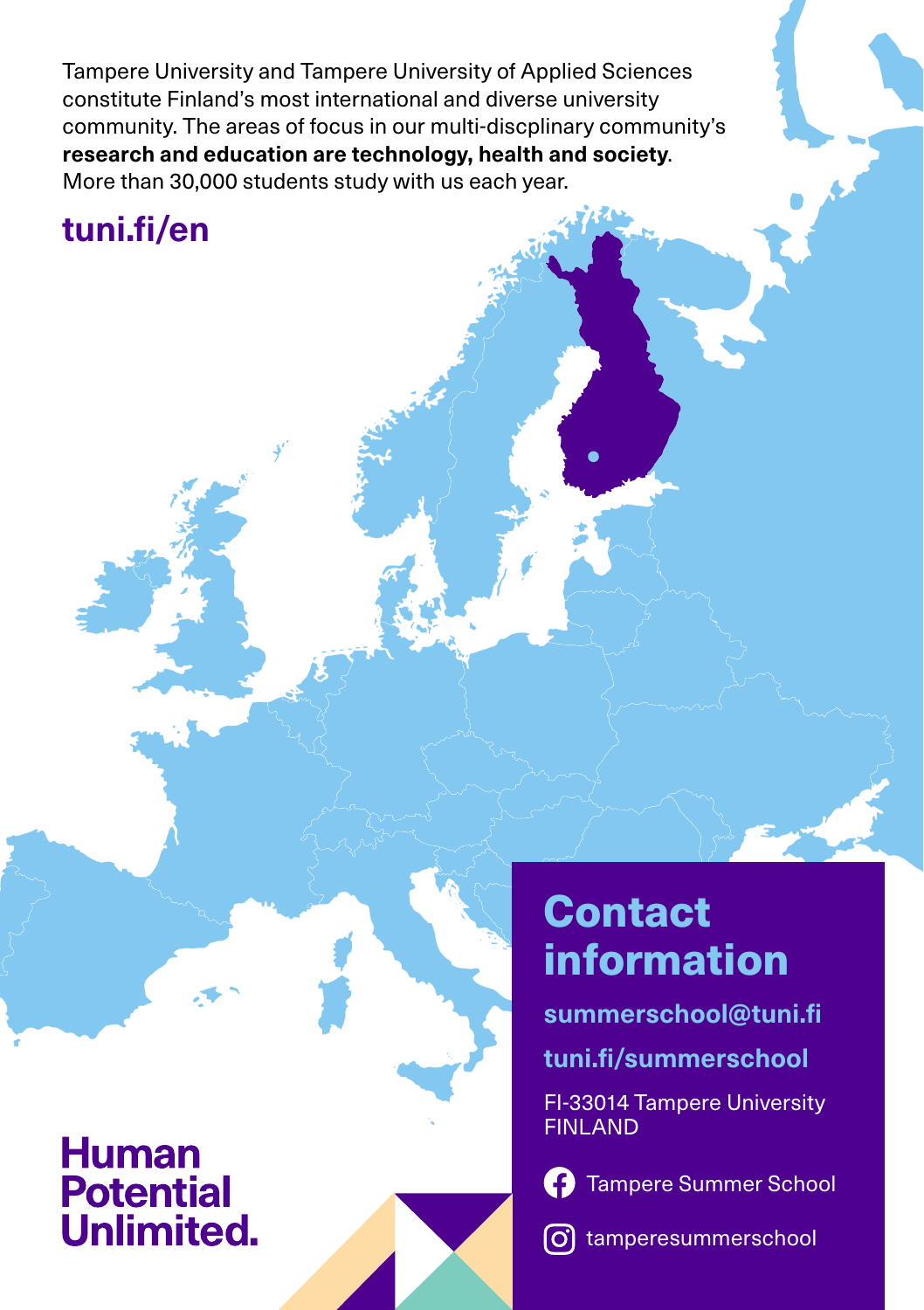Tampere University and Tampere University of Applied Sciences constitute Finland's most international and diverse university community. The areas of focus in our multi-discplinary community's **research and education are technology, health and society**. More than 30,000 students study with us each year.

**tuni.fi/en**

**Human Potential Unlimited.**

## Contact information

**summerschool@tuni.fi**

**tuni.fi/summerschool**

FI-33014 Tampere University
FINLAND

Tampere Summer School

tamperesummerschool